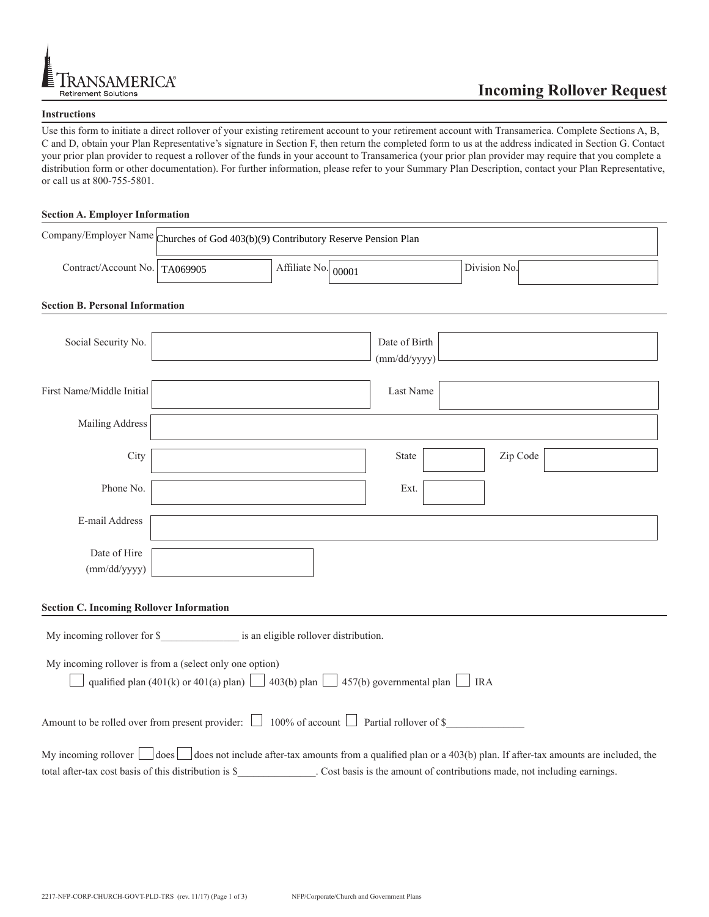# TRANSAMERICA®
Retirement Solutions

# Incoming Rollover Request

**Instructions**

Use this form to initiate a direct rollover of your existing retirement account to your retirement account with Transamerica. Complete Sections A, B, C and D, obtain your Plan Representative's signature in Section F, then return the completed form to us at the address indicated in Section G. Contact your prior plan provider to request a rollover of the funds in your account to Transamerica (your prior plan provider may require that you complete a distribution form or other documentation). For further information, please refer to your Summary Plan Description, contact your Plan Representative, or call us at 800-755-5801.

**Section A. Employer Information**

Company/Employer Name: Churches of God 403(b)(9) Contributory Reserve Pension Plan

Contract/Account No.: TA069905 Affiliate No.: 00001 Division No.: ____________

**Section B. Personal Information**

Social Security No.: ____________ Date of Birth (mm/dd/yyyy): ____________

First Name/Middle Initial: ____________ Last Name: ____________

Mailing Address: ____________

City: ____________ State: ______ Zip Code: ____________

Phone No.: ____________ Ext.: ______

E-mail Address: ____________

Date of Hire (mm/dd/yyyy): ____________

**Section C. Incoming Rollover Information**

My incoming rollover for $_______________ is an eligible rollover distribution.

My incoming rollover is from a (select only one option)

☐ qualified plan (401(k) or 401(a) plan) ☐ 403(b) plan ☐ 457(b) governmental plan ☐ IRA

Amount to be rolled over from present provider: ☐ 100% of account ☐ Partial rollover of $_______________

My incoming rollover ☐ does ☐ does not include after-tax amounts from a qualified plan or a 403(b) plan. If after-tax amounts are included, the total after-tax cost basis of this distribution is $_______________. Cost basis is the amount of contributions made, not including earnings.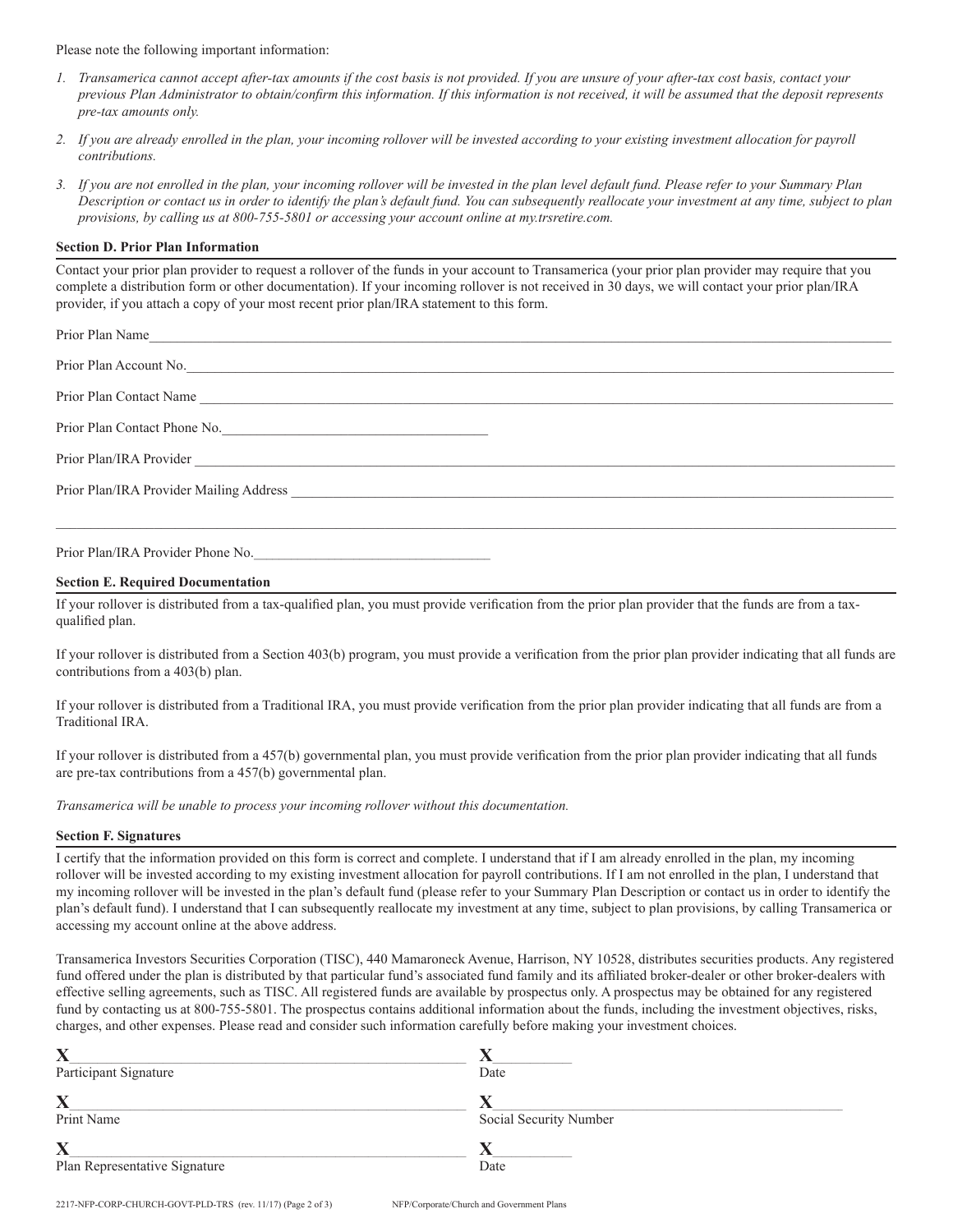Please note the following important information:

1. *Transamerica cannot accept after-tax amounts if the cost basis is not provided. If you are unsure of your after-tax cost basis, contact your previous Plan Administrator to obtain/confirm this information. If this information is not received, it will be assumed that the deposit represents pre-tax amounts only.*
2. *If you are already enrolled in the plan, your incoming rollover will be invested according to your existing investment allocation for payroll contributions.*
3. *If you are not enrolled in the plan, your incoming rollover will be invested in the plan level default fund. Please refer to your Summary Plan Description or contact us in order to identify the plan's default fund. You can subsequently reallocate your investment at any time, subject to plan provisions, by calling us at 800-755-5801 or accessing your account online at my.trsretire.com.*

### Section D. Prior Plan Information

Contact your prior plan provider to request a rollover of the funds in your account to Transamerica (your prior plan provider may require that you complete a distribution form or other documentation). If your incoming rollover is not received in 30 days, we will contact your prior plan/IRA provider, if you attach a copy of your most recent prior plan/IRA statement to this form.

Prior Plan Name\_\_\_\_\_\_\_\_\_\_\_\_\_\_\_\_\_\_\_\_\_\_\_\_\_\_\_\_\_\_\_\_\_\_\_\_\_\_\_\_

Prior Plan Account No.\_\_\_\_\_\_\_\_\_\_\_\_\_\_\_\_\_\_\_\_\_\_\_\_\_\_\_\_\_\_\_\_\_\_\_\_

Prior Plan Contact Name \_\_\_\_\_\_\_\_\_\_\_\_\_\_\_\_\_\_\_\_\_\_\_\_\_\_\_\_\_\_\_\_\_\_\_\_

Prior Plan Contact Phone No.\_\_\_\_\_\_\_\_\_\_\_\_\_\_\_\_\_\_\_\_\_\_\_\_\_\_\_\_

Prior Plan/IRA Provider \_\_\_\_\_\_\_\_\_\_\_\_\_\_\_\_\_\_\_\_\_\_\_\_\_\_\_\_\_\_\_\_\_\_\_\_

Prior Plan/IRA Provider Mailing Address \_\_\_\_\_\_\_\_\_\_\_\_\_\_\_\_\_\_\_\_\_\_\_\_\_\_\_\_

\_\_\_\_\_\_\_\_\_\_\_\_\_\_\_\_\_\_\_\_\_\_\_\_\_\_\_\_\_\_\_\_\_\_\_\_\_\_\_\_\_\_\_\_\_\_\_\_\_\_\_\_\_\_

Prior Plan/IRA Provider Phone No.\_\_\_\_\_\_\_\_\_\_\_\_\_\_\_\_\_\_\_\_\_\_\_\_\_\_

### Section E. Required Documentation

If your rollover is distributed from a tax-qualified plan, you must provide verification from the prior plan provider that the funds are from a tax-qualified plan.

If your rollover is distributed from a Section 403(b) program, you must provide a verification from the prior plan provider indicating that all funds are contributions from a 403(b) plan.

If your rollover is distributed from a Traditional IRA, you must provide verification from the prior plan provider indicating that all funds are from a Traditional IRA.

If your rollover is distributed from a 457(b) governmental plan, you must provide verification from the prior plan provider indicating that all funds are pre-tax contributions from a 457(b) governmental plan.

*Transamerica will be unable to process your incoming rollover without this documentation.*

### Section F. Signatures

I certify that the information provided on this form is correct and complete. I understand that if I am already enrolled in the plan, my incoming rollover will be invested according to my existing investment allocation for payroll contributions. If I am not enrolled in the plan, I understand that my incoming rollover will be invested in the plan's default fund (please refer to your Summary Plan Description or contact us in order to identify the plan's default fund). I understand that I can subsequently reallocate my investment at any time, subject to plan provisions, by calling Transamerica or accessing my account online at the above address.

Transamerica Investors Securities Corporation (TISC), 440 Mamaroneck Avenue, Harrison, NY 10528, distributes securities products. Any registered fund offered under the plan is distributed by that particular fund's associated fund family and its affiliated broker-dealer or other broker-dealers with effective selling agreements, such as TISC. All registered funds are available by prospectus only. A prospectus may be obtained for any registered fund by contacting us at 800-755-5801. The prospectus contains additional information about the funds, including the investment objectives, risks, charges, and other expenses. Please read and consider such information carefully before making your investment choices.

**X**\_\_\_\_\_\_\_\_\_\_\_\_\_\_\_\_\_\_\_\_\_\_\_\_\_\_\_\_\_\_\_\_ **X**\_\_\_\_\_\_\_\_\_\_
Participant Signature Date

**X**\_\_\_\_\_\_\_\_\_\_\_\_\_\_\_\_\_\_\_\_\_\_\_\_\_\_\_\_\_\_\_\_ **X**\_\_\_\_\_\_\_\_\_\_\_\_\_\_\_\_\_\_\_\_\_\_\_\_
Print Name Social Security Number

**X**\_\_\_\_\_\_\_\_\_\_\_\_\_\_\_\_\_\_\_\_\_\_\_\_\_\_\_\_\_\_\_\_ **X**\_\_\_\_\_\_\_\_\_\_
Plan Representative Signature Date

2217-NFP-CORP-CHURCH-GOVT-PLD-TRS (rev. 11/17) NFP/Corporate/Church and Government Plans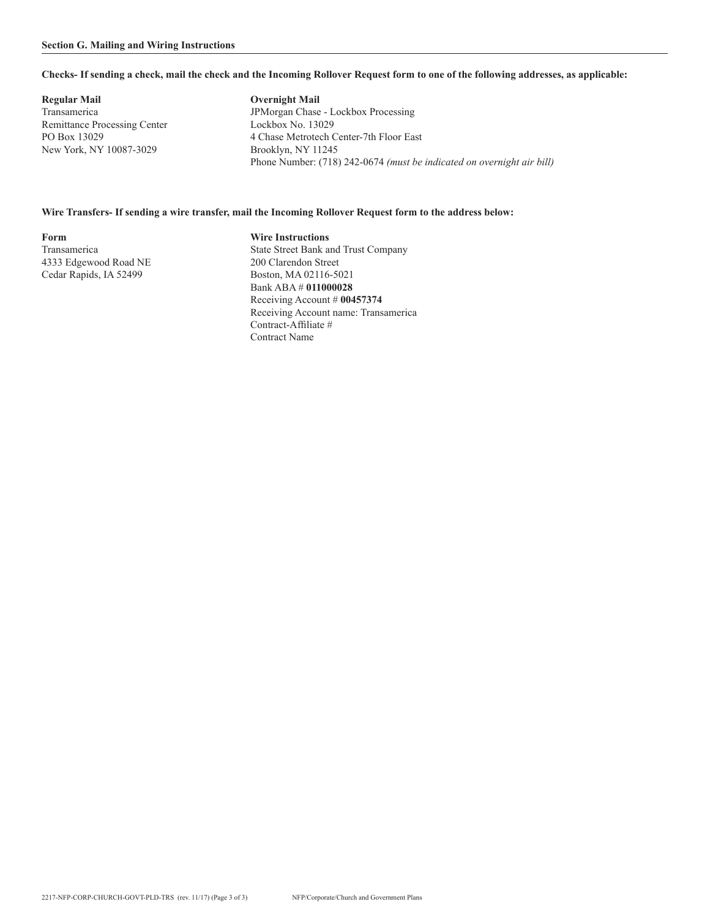## Section G. Mailing and Wiring Instructions

**Checks- If sending a check, mail the check and the Incoming Rollover Request form to one of the following addresses, as applicable:**

**Regular Mail**
Transamerica
Remittance Processing Center
PO Box 13029
New York, NY 10087-3029

**Overnight Mail**
JPMorgan Chase - Lockbox Processing
Lockbox No. 13029
4 Chase Metrotech Center-7th Floor East
Brooklyn, NY 11245
Phone Number: (718) 242-0674 *(must be indicated on overnight air bill)*

**Wire Transfers- If sending a wire transfer, mail the Incoming Rollover Request form to the address below:**

**Form**
Transamerica
4333 Edgewood Road NE
Cedar Rapids, IA 52499

**Wire Instructions**
State Street Bank and Trust Company
200 Clarendon Street
Boston, MA 02116-5021
Bank ABA # **011000028**
Receiving Account # **00457374**
Receiving Account name: Transamerica
Contract-Affiliate #
Contract Name

2217-NFP-CORP-CHURCH-GOVT-PLD-TRS (rev. 11/17) NFP/Corporate/Church and Government Plans